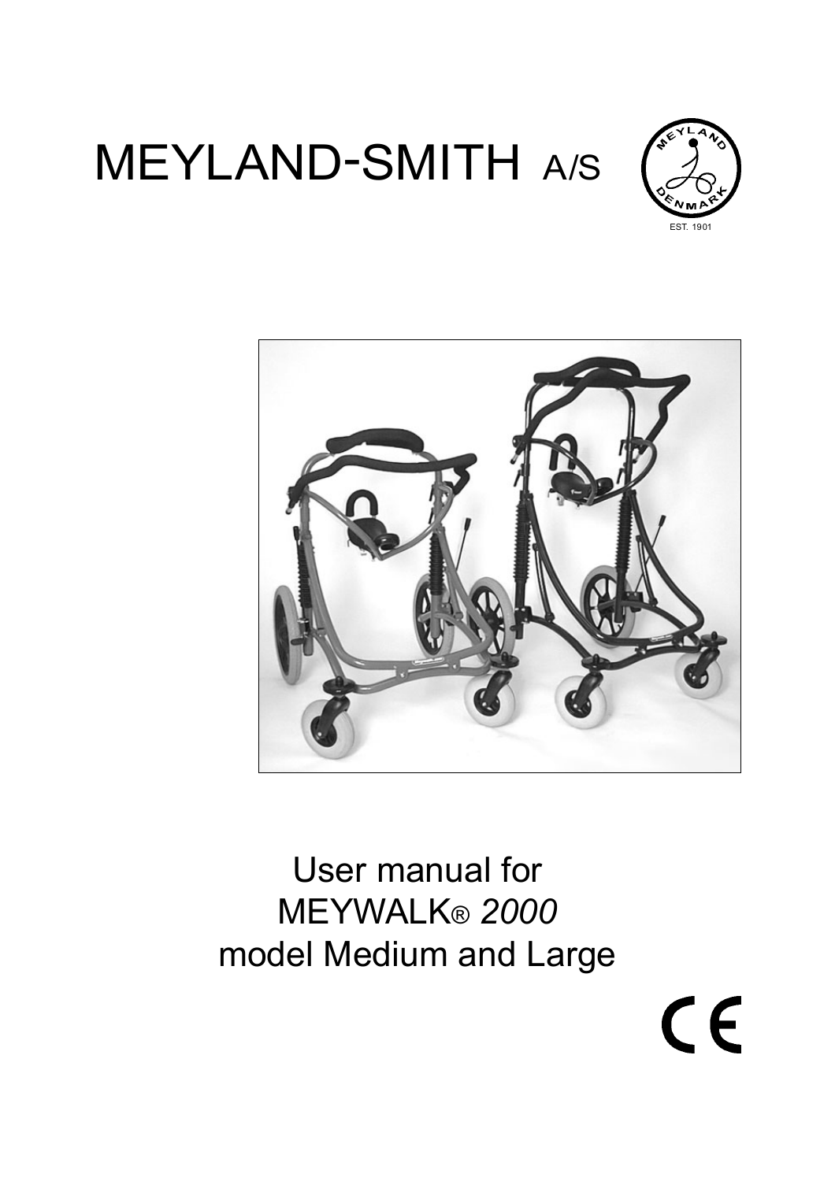# MEYLAND-SMITH A/S

User manual for
MEYWALK® *2000*
model Medium and Large

CE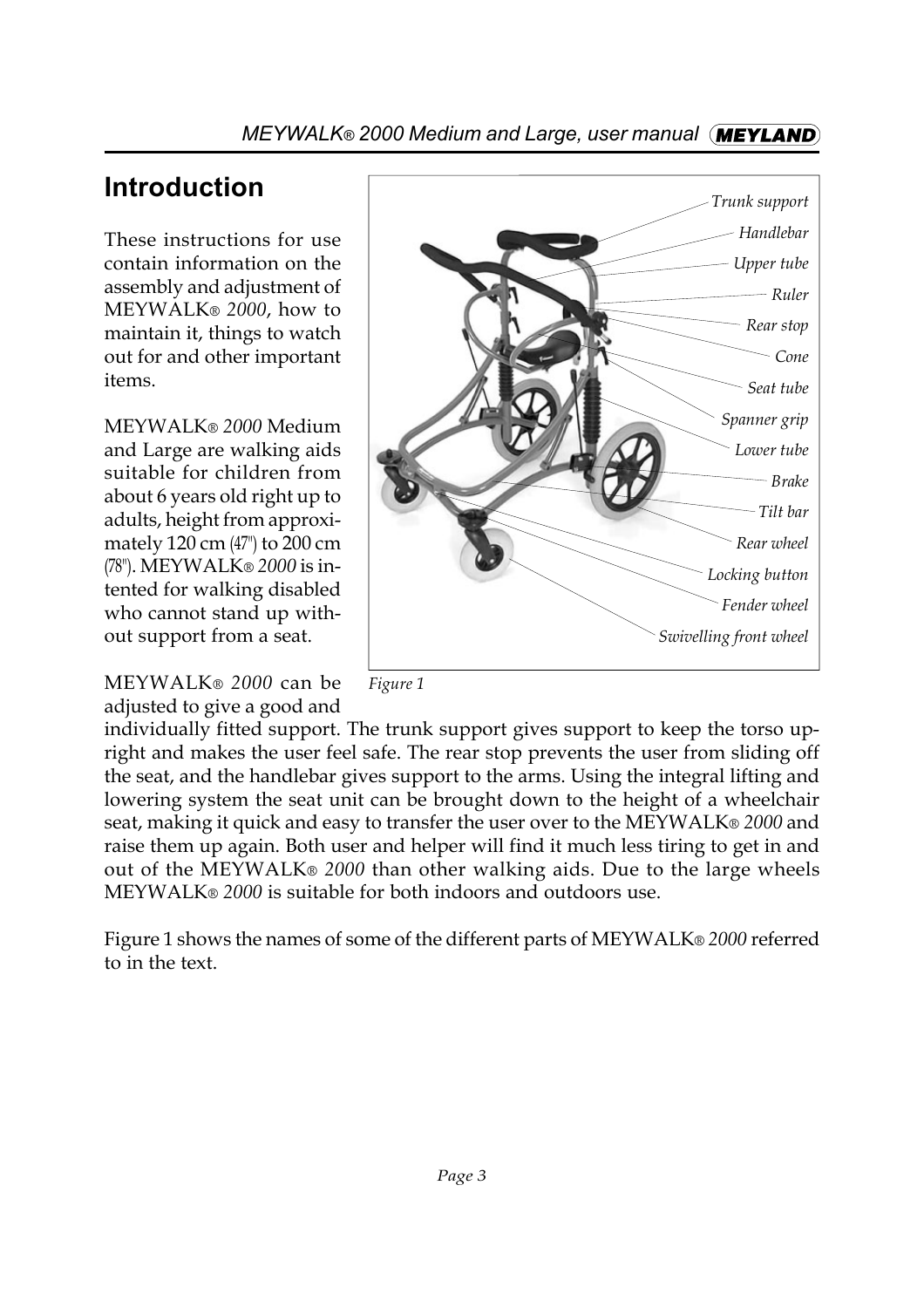# Introduction

These instructions for use contain information on the assembly and adjustment of MEYWALK® *2000*, how to maintain it, things to watch out for and other important items.

MEYWALK® *2000* Medium and Large are walking aids suitable for children from about 6 years old right up to adults, height from approximately 120 cm (47") to 200 cm (78"). MEYWALK® *2000* is intented for walking disabled who cannot stand up without support from a seat.

*Trunk support*
*Handlebar*
*Upper tube*
*Ruler*
*Rear stop*
*Cone*
*Seat tube*
*Spanner grip*
*Lower tube*
*Brake*
*Tilt bar*
*Rear wheel*
*Locking button*
*Fender wheel*
*Swivelling front wheel*

*Figure 1*

MEYWALK® *2000* can be adjusted to give a good and individually fitted support. The trunk support gives support to keep the torso upright and makes the user feel safe. The rear stop prevents the user from sliding off the seat, and the handlebar gives support to the arms. Using the integral lifting and lowering system the seat unit can be brought down to the height of a wheelchair seat, making it quick and easy to transfer the user over to the MEYWALK® *2000* and raise them up again. Both user and helper will find it much less tiring to get in and out of the MEYWALK® *2000* than other walking aids. Due to the large wheels MEYWALK® *2000* is suitable for both indoors and outdoors use.

Figure 1 shows the names of some of the different parts of MEYWALK® *2000* referred to in the text.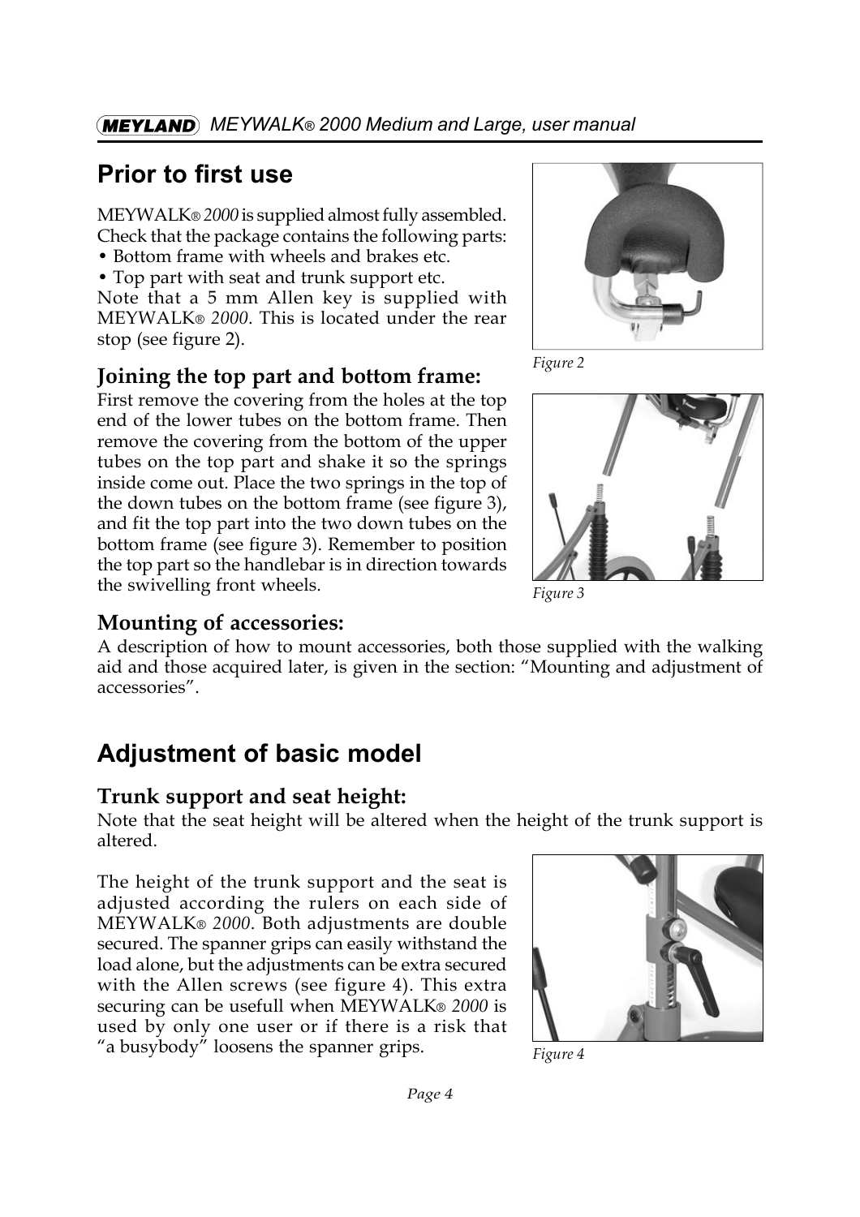# Prior to first use

MEYWALK® *2000* is supplied almost fully assembled. Check that the package contains the following parts:

- Bottom frame with wheels and brakes etc.
- Top part with seat and trunk support etc.

Note that a 5 mm Allen key is supplied with MEYWALK® *2000*. This is located under the rear stop (see figure 2).

*Figure 2*

## Joining the top part and bottom frame:

First remove the covering from the holes at the top end of the lower tubes on the bottom frame. Then remove the covering from the bottom of the upper tubes on the top part and shake it so the springs inside come out. Place the two springs in the top of the down tubes on the bottom frame (see figure 3), and fit the top part into the two down tubes on the bottom frame (see figure 3). Remember to position the top part so the handlebar is in direction towards the swivelling front wheels.

*Figure 3*

## Mounting of accessories:

A description of how to mount accessories, both those supplied with the walking aid and those acquired later, is given in the section: "Mounting and adjustment of accessories".

# Adjustment of basic model

## Trunk support and seat height:

Note that the seat height will be altered when the height of the trunk support is altered.

The height of the trunk support and the seat is adjusted according the rulers on each side of MEYWALK® *2000*. Both adjustments are double secured. The spanner grips can easily withstand the load alone, but the adjustments can be extra secured with the Allen screws (see figure 4). This extra securing can be usefull when MEYWALK® *2000* is used by only one user or if there is a risk that "a busybody" loosens the spanner grips.

*Figure 4*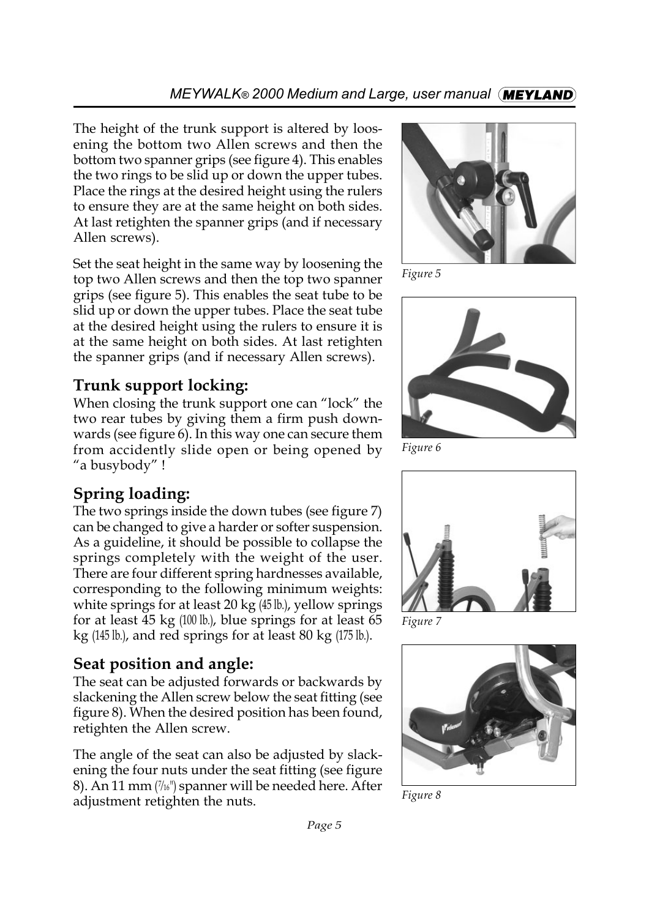The height of the trunk support is altered by loosening the bottom two Allen screws and then the bottom two spanner grips (see figure 4). This enables the two rings to be slid up or down the upper tubes. Place the rings at the desired height using the rulers to ensure they are at the same height on both sides. At last retighten the spanner grips (and if necessary Allen screws).

Set the seat height in the same way by loosening the top two Allen screws and then the top two spanner grips (see figure 5). This enables the seat tube to be slid up or down the upper tubes. Place the seat tube at the desired height using the rulers to ensure it is at the same height on both sides. At last retighten the spanner grips (and if necessary Allen screws).

*Figure 5*

## Trunk support locking:

When closing the trunk support one can "lock" the two rear tubes by giving them a firm push downwards (see figure 6). In this way one can secure them from accidently slide open or being opened by "a busybody" !

*Figure 6*

## Spring loading:

The two springs inside the down tubes (see figure 7) can be changed to give a harder or softer suspension. As a guideline, it should be possible to collapse the springs completely with the weight of the user. There are four different spring hardnesses available, corresponding to the following minimum weights: white springs for at least 20 kg (45 lb.), yellow springs for at least 45 kg (100 lb.), blue springs for at least 65 kg (145 lb.), and red springs for at least 80 kg (175 lb.).

*Figure 7*

## Seat position and angle:

The seat can be adjusted forwards or backwards by slackening the Allen screw below the seat fitting (see figure 8). When the desired position has been found, retighten the Allen screw.

The angle of the seat can also be adjusted by slackening the four nuts under the seat fitting (see figure 8). An 11 mm (7/16") spanner will be needed here. After adjustment retighten the nuts.

*Figure 8*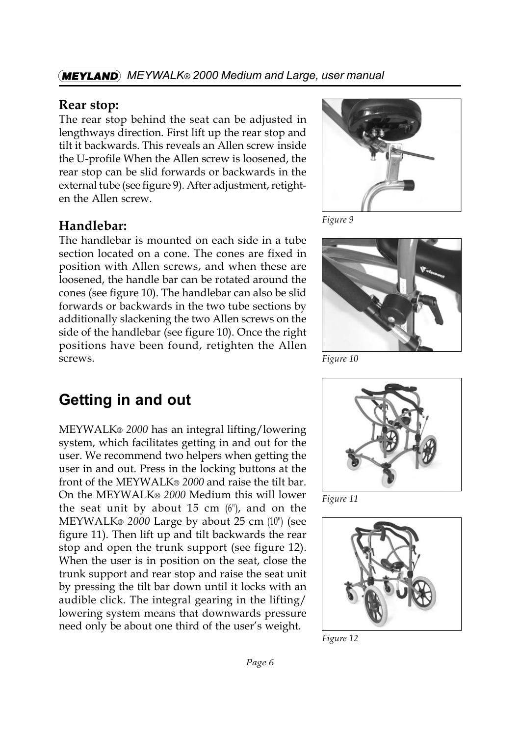## Rear stop:

The rear stop behind the seat can be adjusted in lengthways direction. First lift up the rear stop and tilt it backwards. This reveals an Allen screw inside the U-profile When the Allen screw is loosened, the rear stop can be slid forwards or backwards in the external tube (see figure 9). After adjustment, retighten the Allen screw.

Figure 9

## Handlebar:

The handlebar is mounted on each side in a tube section located on a cone. The cones are fixed in position with Allen screws, and when these are loosened, the handle bar can be rotated around the cones (see figure 10). The handlebar can also be slid forwards or backwards in the two tube sections by additionally slackening the two Allen screws on the side of the handlebar (see figure 10). Once the right positions have been found, retighten the Allen screws.

Figure 10

# Getting in and out

MEYWALK® *2000* has an integral lifting/lowering system, which facilitates getting in and out for the user. We recommend two helpers when getting the user in and out. Press in the locking buttons at the front of the MEYWALK® *2000* and raise the tilt bar. On the MEYWALK® *2000* Medium this will lower the seat unit by about 15 cm (6"), and on the MEYWALK® *2000* Large by about 25 cm (10") (see figure 11). Then lift up and tilt backwards the rear stop and open the trunk support (see figure 12). When the user is in position on the seat, close the trunk support and rear stop and raise the seat unit by pressing the tilt bar down until it locks with an audible click. The integral gearing in the lifting/lowering system means that downwards pressure need only be about one third of the user's weight.

Figure 11

Figure 12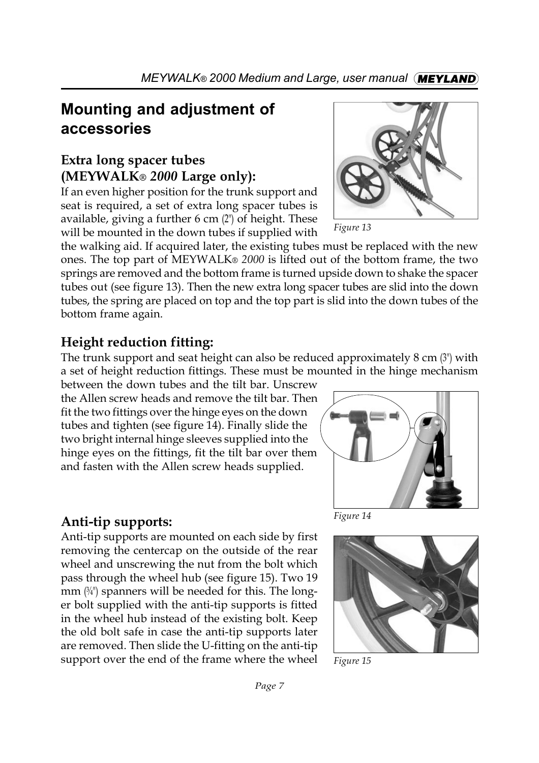# Mounting and adjustment of accessories

## Extra long spacer tubes (MEYWALK® *2000* Large only):

If an even higher position for the trunk support and seat is required, a set of extra long spacer tubes is available, giving a further 6 cm (2") of height. These will be mounted in the down tubes if supplied with the walking aid. If acquired later, the existing tubes must be replaced with the new ones. The top part of MEYWALK® *2000* is lifted out of the bottom frame, the two springs are removed and the bottom frame is turned upside down to shake the spacer tubes out (see figure 13). Then the new extra long spacer tubes are slid into the down tubes, the spring are placed on top and the top part is slid into the down tubes of the bottom frame again.

*Figure 13*

## Height reduction fitting:

The trunk support and seat height can also be reduced approximately 8 cm (3") with a set of height reduction fittings. These must be mounted in the hinge mechanism between the down tubes and the tilt bar. Unscrew the Allen screw heads and remove the tilt bar. Then fit the two fittings over the hinge eyes on the down tubes and tighten (see figure 14). Finally slide the two bright internal hinge sleeves supplied into the hinge eyes on the fittings, fit the tilt bar over them and fasten with the Allen screw heads supplied.

*Figure 14*

## Anti-tip supports:

Anti-tip supports are mounted on each side by first removing the centercap on the outside of the rear wheel and unscrewing the nut from the bolt which pass through the wheel hub (see figure 15). Two 19 mm (¾") spanners will be needed for this. The longer bolt supplied with the anti-tip supports is fitted in the wheel hub instead of the existing bolt. Keep the old bolt safe in case the anti-tip supports later are removed. Then slide the U-fitting on the anti-tip support over the end of the frame where the wheel

*Figure 15*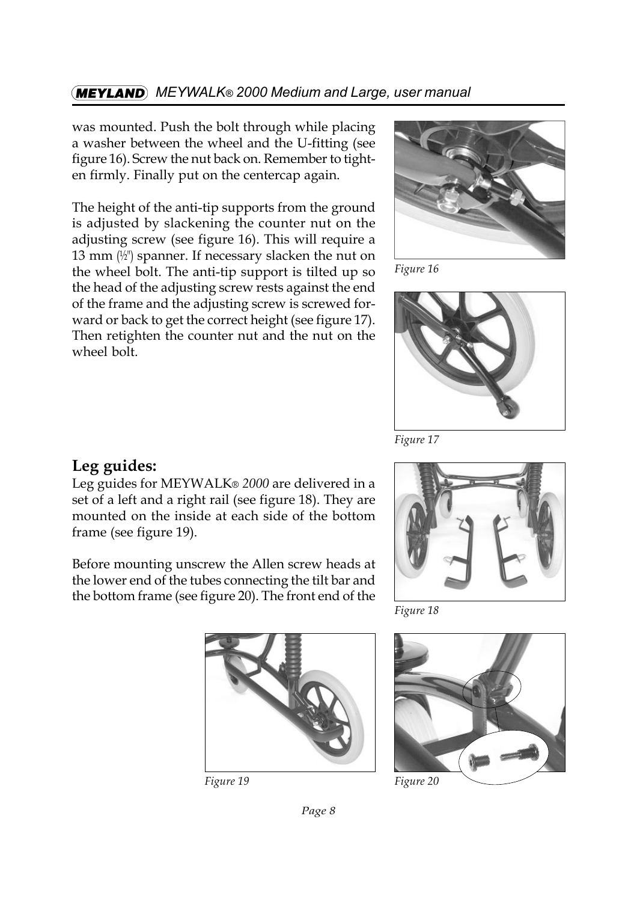was mounted. Push the bolt through while placing a washer between the wheel and the U-fitting (see figure 16). Screw the nut back on. Remember to tighten firmly. Finally put on the centercap again.

The height of the anti-tip supports from the ground is adjusted by slackening the counter nut on the adjusting screw (see figure 16). This will require a 13 mm (½") spanner. If necessary slacken the nut on the wheel bolt. The anti-tip support is tilted up so the head of the adjusting screw rests against the end of the frame and the adjusting screw is screwed forward or back to get the correct height (see figure 17). Then retighten the counter nut and the nut on the wheel bolt.

*Figure 16*

*Figure 17*

## Leg guides:

Leg guides for MEYWALK® *2000* are delivered in a set of a left and a right rail (see figure 18). They are mounted on the inside at each side of the bottom frame (see figure 19).

Before mounting unscrew the Allen screw heads at the lower end of the tubes connecting the tilt bar and the bottom frame (see figure 20). The front end of the

*Figure 18*

*Figure 19*

*Figure 20*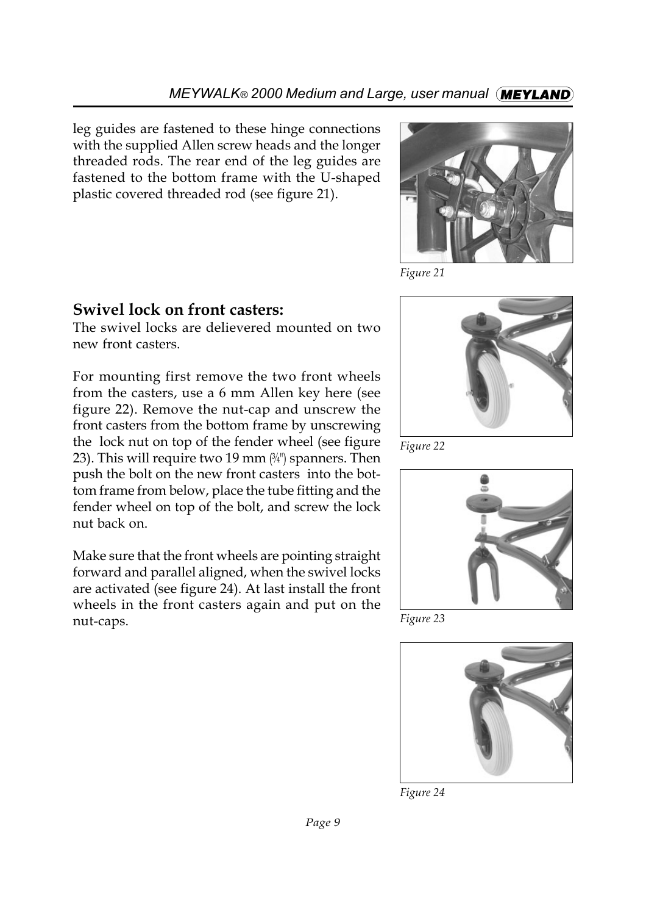leg guides are fastened to these hinge connections with the supplied Allen screw heads and the longer threaded rods. The rear end of the leg guides are fastened to the bottom frame with the U-shaped plastic covered threaded rod (see figure 21).

*Figure 21*

## Swivel lock on front casters:

The swivel locks are delievered mounted on two new front casters.

For mounting first remove the two front wheels from the casters, use a 6 mm Allen key here (see figure 22). Remove the nut-cap and unscrew the front casters from the bottom frame by unscrewing the lock nut on top of the fender wheel (see figure 23). This will require two 19 mm (3/4") spanners. Then push the bolt on the new front casters into the bottom frame from below, place the tube fitting and the fender wheel on top of the bolt, and screw the lock nut back on.

Make sure that the front wheels are pointing straight forward and parallel aligned, when the swivel locks are activated (see figure 24). At last install the front wheels in the front casters again and put on the nut-caps.

*Figure 22*

*Figure 23*

*Figure 24*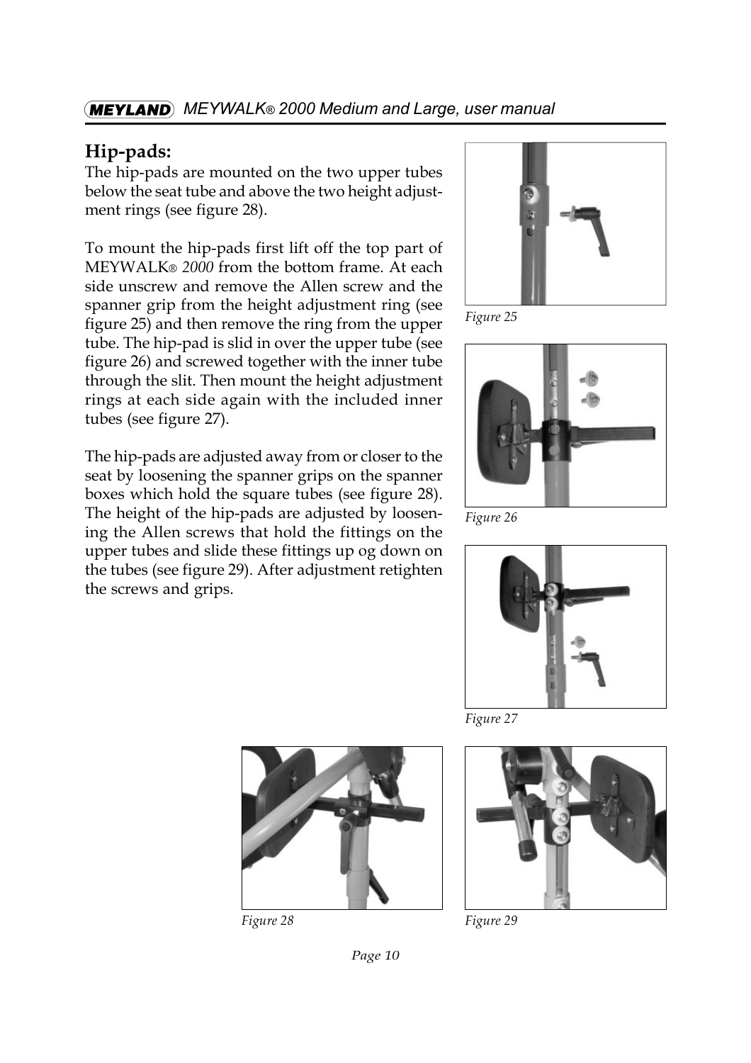## Hip-pads:

The hip-pads are mounted on the two upper tubes below the seat tube and above the two height adjustment rings (see figure 28).

To mount the hip-pads first lift off the top part of MEYWALK® *2000* from the bottom frame. At each side unscrew and remove the Allen screw and the spanner grip from the height adjustment ring (see figure 25) and then remove the ring from the upper tube. The hip-pad is slid in over the upper tube (see figure 26) and screwed together with the inner tube through the slit. Then mount the height adjustment rings at each side again with the included inner tubes (see figure 27).

The hip-pads are adjusted away from or closer to the seat by loosening the spanner grips on the spanner boxes which hold the square tubes (see figure 28). The height of the hip-pads are adjusted by loosening the Allen screws that hold the fittings on the upper tubes and slide these fittings up og down on the tubes (see figure 29). After adjustment retighten the screws and grips.

*Figure 25*

*Figure 26*

*Figure 27*

*Figure 28*

*Figure 29*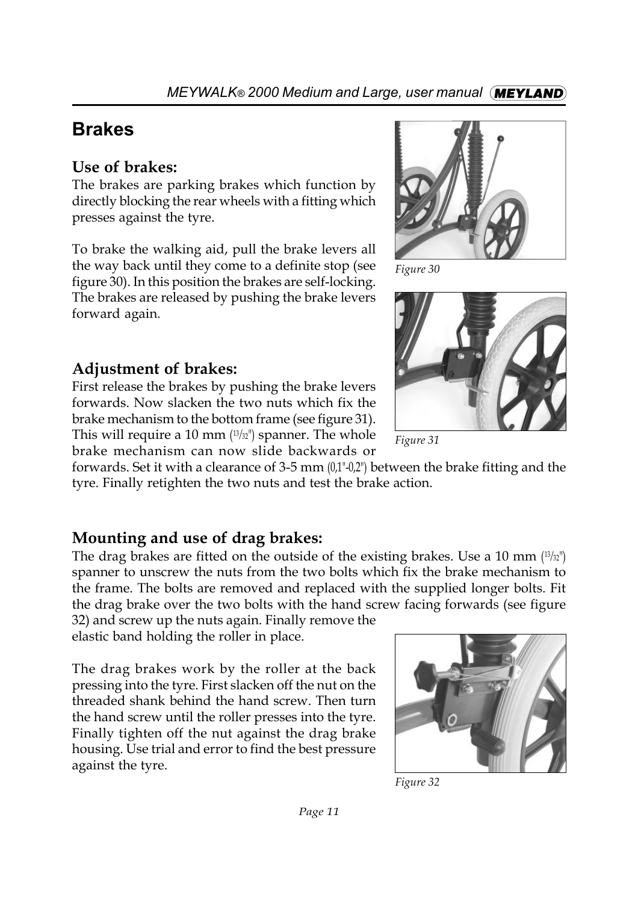# Brakes

## Use of brakes:

The brakes are parking brakes which function by directly blocking the rear wheels with a fitting which presses against the tyre.

To brake the walking aid, pull the brake levers all the way back until they come to a definite stop (see figure 30). In this position the brakes are self-locking. The brakes are released by pushing the brake levers forward again.

*Figure 30*

*Figure 31*

## Adjustment of brakes:

First release the brakes by pushing the brake levers forwards. Now slacken the two nuts which fix the brake mechanism to the bottom frame (see figure 31). This will require a 10 mm (13/32") spanner. The whole brake mechanism can now slide backwards or forwards. Set it with a clearance of 3-5 mm (0,1"-0,2") between the brake fitting and the tyre. Finally retighten the two nuts and test the brake action.

## Mounting and use of drag brakes:

The drag brakes are fitted on the outside of the existing brakes. Use a 10 mm (13/32") spanner to unscrew the nuts from the two bolts which fix the brake mechanism to the frame. The bolts are removed and replaced with the supplied longer bolts. Fit the drag brake over the two bolts with the hand screw facing forwards (see figure 32) and screw up the nuts again. Finally remove the elastic band holding the roller in place.

The drag brakes work by the roller at the back pressing into the tyre. First slacken off the nut on the threaded shank behind the hand screw. Then turn the hand screw until the roller presses into the tyre. Finally tighten off the nut against the drag brake housing. Use trial and error to find the best pressure against the tyre.

*Figure 32*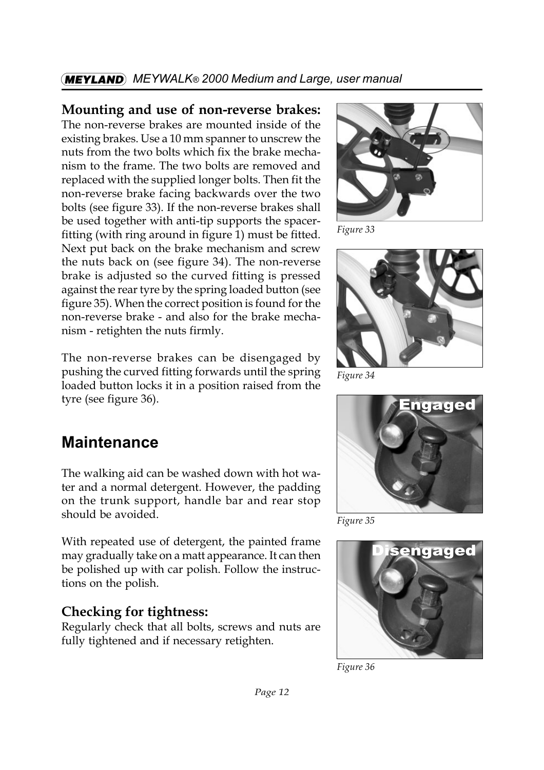### Mounting and use of non-reverse brakes:

The non-reverse brakes are mounted inside of the existing brakes. Use a 10 mm spanner to unscrew the nuts from the two bolts which fix the brake mechanism to the frame. The two bolts are removed and replaced with the supplied longer bolts. Then fit the non-reverse brake facing backwards over the two bolts (see figure 33). If the non-reverse brakes shall be used together with anti-tip supports the spacer-fitting (with ring around in figure 1) must be fitted. Next put back on the brake mechanism and screw the nuts back on (see figure 34). The non-reverse brake is adjusted so the curved fitting is pressed against the rear tyre by the spring loaded button (see figure 35). When the correct position is found for the non-reverse brake - and also for the brake mechanism - retighten the nuts firmly.

The non-reverse brakes can be disengaged by pushing the curved fitting forwards until the spring loaded button locks it in a position raised from the tyre (see figure 36).

*Figure 33*

*Figure 34*

*Figure 35*

*Figure 36*

## Maintenance

The walking aid can be washed down with hot water and a normal detergent. However, the padding on the trunk support, handle bar and rear stop should be avoided.

With repeated use of detergent, the painted frame may gradually take on a matt appearance. It can then be polished up with car polish. Follow the instructions on the polish.

### Checking for tightness:

Regularly check that all bolts, screws and nuts are fully tightened and if necessary retighten.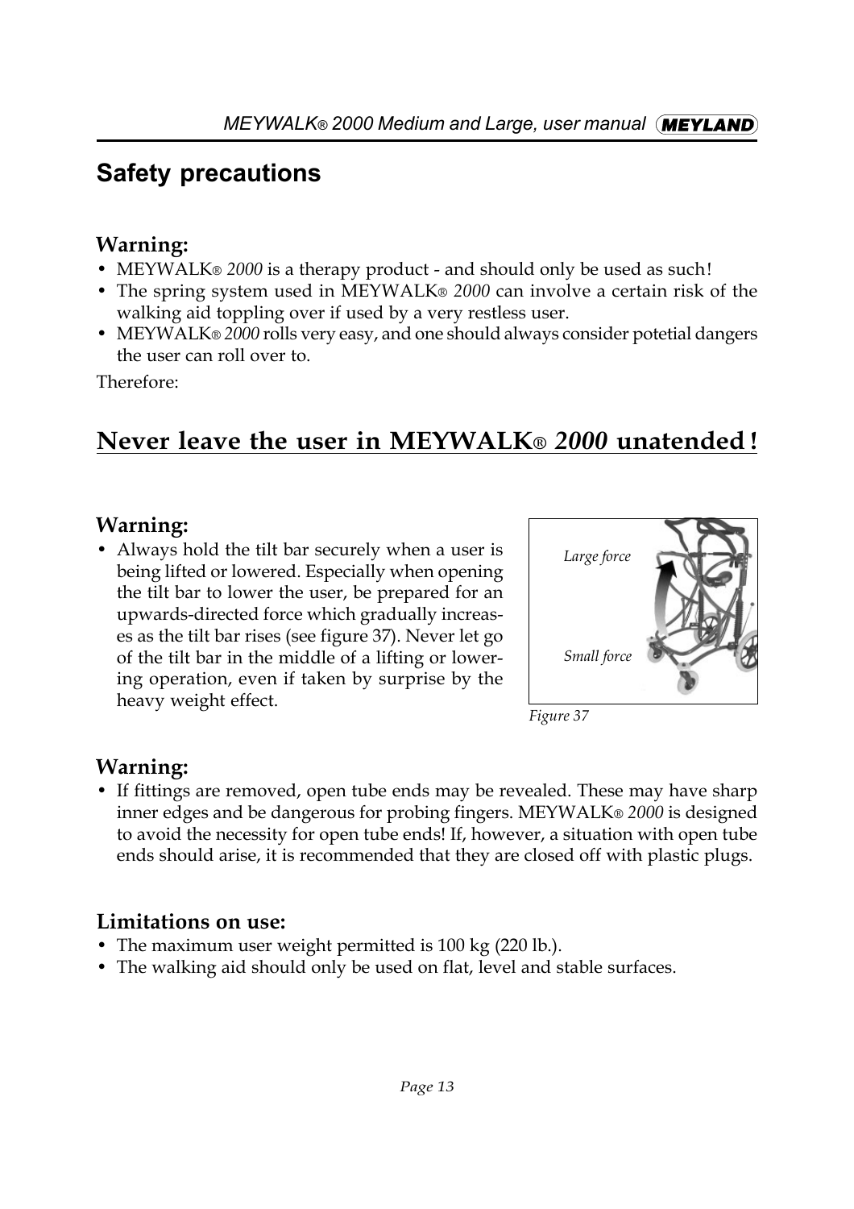# Safety precautions

### Warning:

- MEYWALK® *2000* is a therapy product - and should only be used as such!
- The spring system used in MEYWALK® *2000* can involve a certain risk of the walking aid toppling over if used by a very restless user.
- MEYWALK® *2000* rolls very easy, and one should always consider potetial dangers the user can roll over to.

Therefore:

## <u>Never leave the user in MEYWALK® *2000* unatended!</u>

### Warning:

- Always hold the tilt bar securely when a user is being lifted or lowered. Especially when opening the tilt bar to lower the user, be prepared for an upwards-directed force which gradually increases as the tilt bar rises (see figure 37). Never let go of the tilt bar in the middle of a lifting or lowering operation, even if taken by surprise by the heavy weight effect.

*Large force*

*Small force*

*Figure 37*

### Warning:

- If fittings are removed, open tube ends may be revealed. These may have sharp inner edges and be dangerous for probing fingers. MEYWALK® *2000* is designed to avoid the necessity for open tube ends! If, however, a situation with open tube ends should arise, it is recommended that they are closed off with plastic plugs.

### Limitations on use:

- The maximum user weight permitted is 100 kg (220 lb.).
- The walking aid should only be used on flat, level and stable surfaces.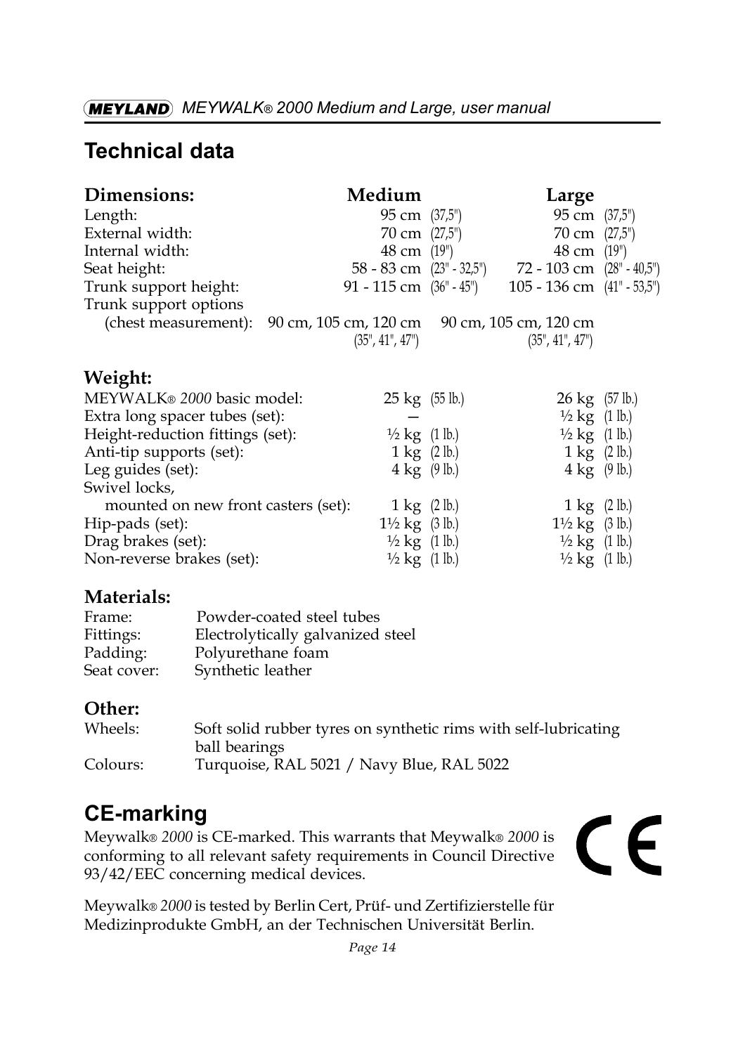## Technical data

| **Dimensions:** | **Medium** | | **Large** | |
|---|---|---|---|---|
| Length: | 95 cm | (37,5") | 95 cm | (37,5") |
| External width: | 70 cm | (27,5") | 70 cm | (27,5") |
| Internal width: | 48 cm | (19") | 48 cm | (19") |
| Seat height: | 58 - 83 cm | (23" - 32,5") | 72 - 103 cm | (28" - 40,5") |
| Trunk support height: | 91 - 115 cm | (36" - 45") | 105 - 136 cm | (41" - 53,5") |
| Trunk support options (chest measurement): | 90 cm, 105 cm, 120 cm (35", 41", 47") | | 90 cm, 105 cm, 120 cm (35", 41", 47") | |

| **Weight:** | | | | |
|---|---|---|---|---|
| MEYWALK® *2000* basic model: | 25 kg | (55 lb.) | 26 kg | (57 lb.) |
| Extra long spacer tubes (set): | – | | ½ kg | (1 lb.) |
| Height-reduction fittings (set): | ½ kg | (1 lb.) | ½ kg | (1 lb.) |
| Anti-tip supports (set): | 1 kg | (2 lb.) | 1 kg | (2 lb.) |
| Leg guides (set): | 4 kg | (9 lb.) | 4 kg | (9 lb.) |
| Swivel locks, mounted on new front casters (set): | 1 kg | (2 lb.) | 1 kg | (2 lb.) |
| Hip-pads (set): | 1½ kg | (3 lb.) | 1½ kg | (3 lb.) |
| Drag brakes (set): | ½ kg | (1 lb.) | ½ kg | (1 lb.) |
| Non-reverse brakes (set): | ½ kg | (1 lb.) | ½ kg | (1 lb.) |

### Materials:

| | |
|---|---|
| Frame: | Powder-coated steel tubes |
| Fittings: | Electrolytically galvanized steel |
| Padding: | Polyurethane foam |
| Seat cover: | Synthetic leather |

### Other:

| | |
|---|---|
| Wheels: | Soft solid rubber tyres on synthetic rims with self-lubricating ball bearings |
| Colours: | Turquoise, RAL 5021 / Navy Blue, RAL 5022 |

## CE-marking

Meywalk® *2000* is CE-marked. This warrants that Meywalk® *2000* is conforming to all relevant safety requirements in Council Directive 93/42/EEC concerning medical devices.

CE

Meywalk® *2000* is tested by Berlin Cert, Prüf- und Zertifizierstelle für Medizinprodukte GmbH, an der Technischen Universität Berlin.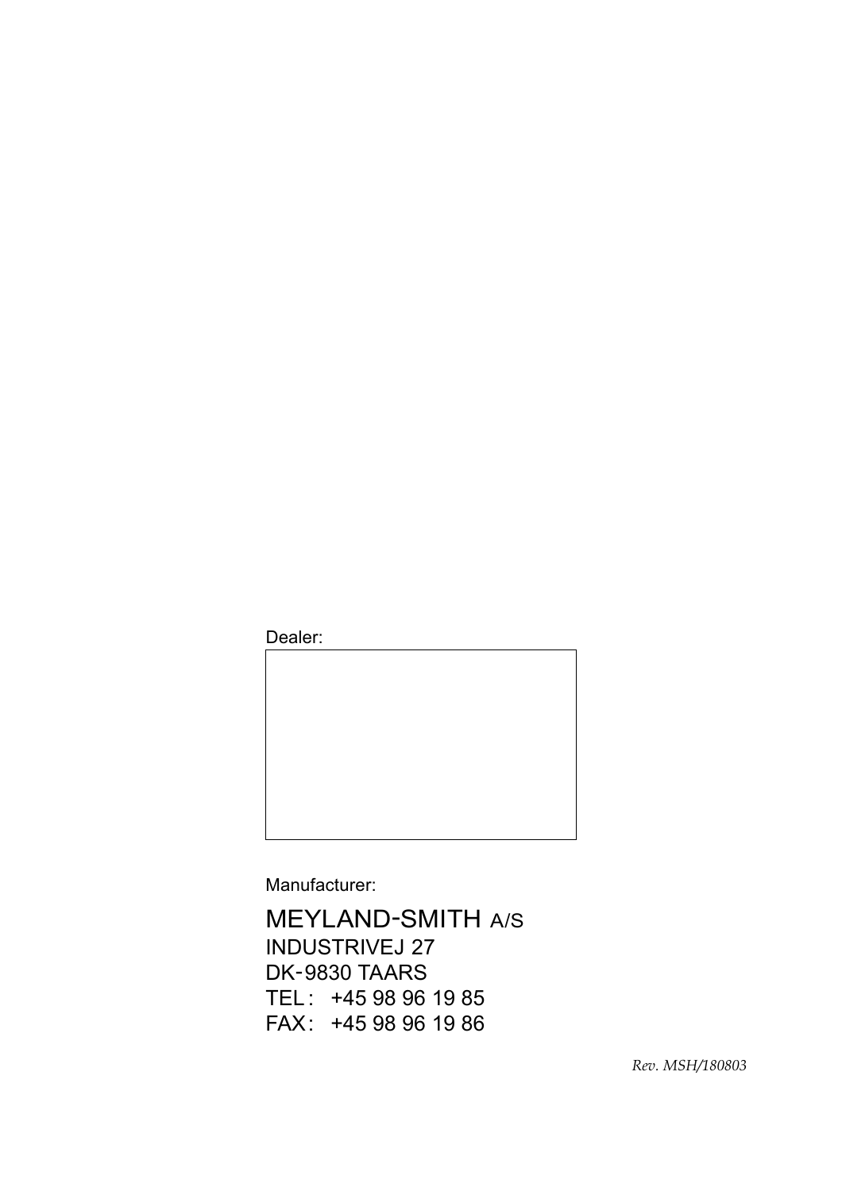Dealer:

Manufacturer:

MEYLAND-SMITH A/S
INDUSTRIVEJ 27
DK-9830 TAARS
TEL: +45 98 96 19 85
FAX: +45 98 96 19 86

*Rev. MSH/180803*